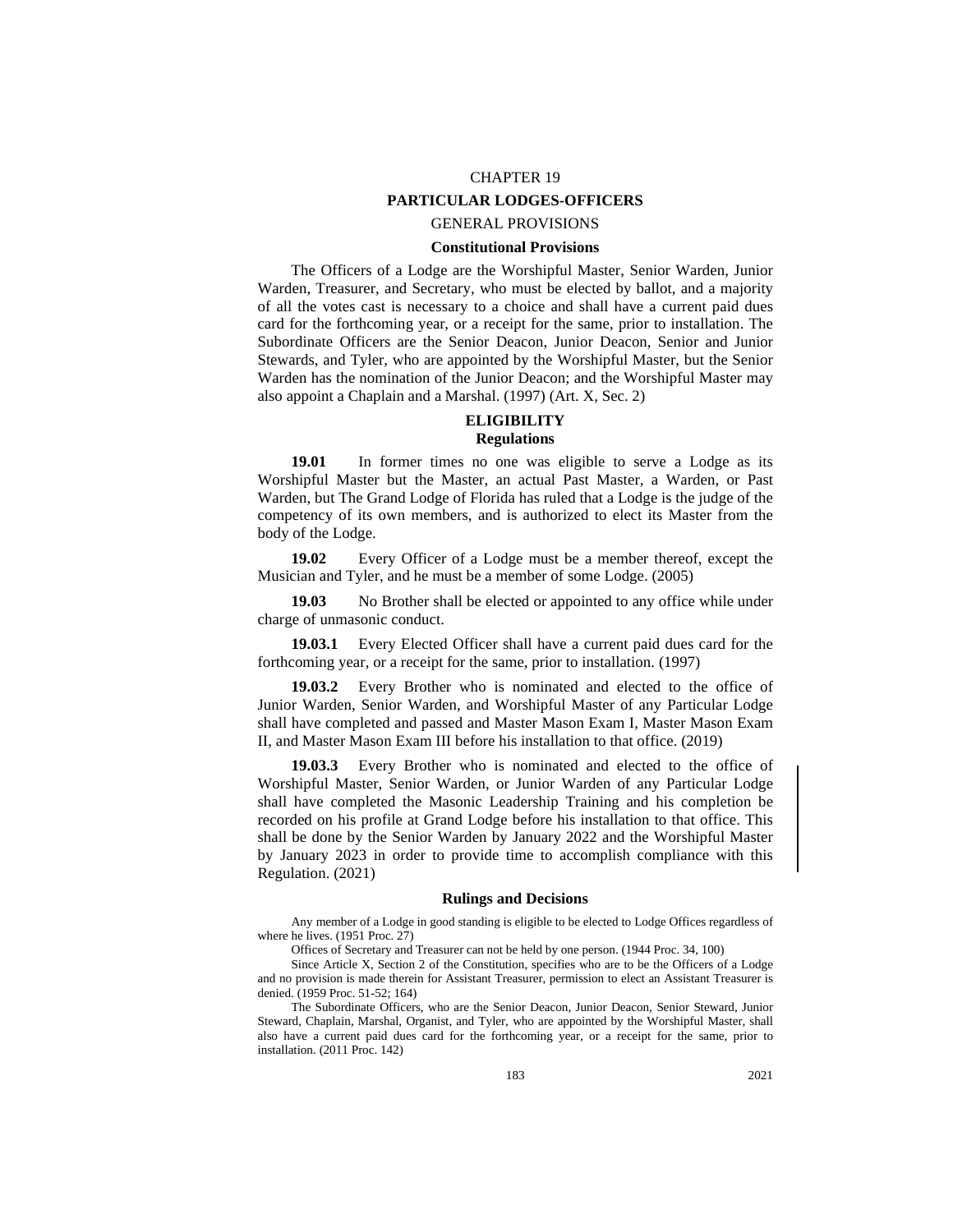# CHAPTER 19

## PARTICULAR LODGES-OFFICERS

### GENERAL PROVISIONS

#### Constitutional Provisions

The Officers of a Lodge are the Worshipful Master, Senior Warden, Junior Warden, Treasurer, and Secretary, who must be elected by ballot, and a majority of all the votes cast is necessary to a choice and shall have a current paid dues card for the forthcoming year, or a receipt for the same, prior to installation. The Subordinate Officers are the Senior Deacon, Junior Deacon, Senior and Junior Stewards, and Tyler, who are appointed by the Worshipful Master, but the Senior Warden has the nomination of the Junior Deacon; and the Worshipful Master may also appoint a Chaplain and a Marshal. (1997) (Art. X, Sec. 2)

### ELIGIBILITY

#### Regulations

**19.01** In former times no one was eligible to serve a Lodge as its Worshipful Master but the Master, an actual Past Master, a Warden, or Past Warden, but The Grand Lodge of Florida has ruled that a Lodge is the judge of the competency of its own members, and is authorized to elect its Master from the body of the Lodge.

**19.02** Every Officer of a Lodge must be a member thereof, except the Musician and Tyler, and he must be a member of some Lodge. (2005)

**19.03** No Brother shall be elected or appointed to any office while under charge of unmasonic conduct.

**19.03.1** Every Elected Officer shall have a current paid dues card for the forthcoming year, or a receipt for the same, prior to installation. (1997)

**19.03.2** Every Brother who is nominated and elected to the office of Junior Warden, Senior Warden, and Worshipful Master of any Particular Lodge shall have completed and passed and Master Mason Exam I, Master Mason Exam II, and Master Mason Exam III before his installation to that office. (2019)

**19.03.3** Every Brother who is nominated and elected to the office of Worshipful Master, Senior Warden, or Junior Warden of any Particular Lodge shall have completed the Masonic Leadership Training and his completion be recorded on his profile at Grand Lodge before his installation to that office. This shall be done by the Senior Warden by January 2022 and the Worshipful Master by January 2023 in order to provide time to accomplish compliance with this Regulation. (2021)

#### Rulings and Decisions

Any member of a Lodge in good standing is eligible to be elected to Lodge Offices regardless of where he lives. (1951 Proc. 27)

Offices of Secretary and Treasurer can not be held by one person. (1944 Proc. 34, 100)

Since Article X, Section 2 of the Constitution, specifies who are to be the Officers of a Lodge and no provision is made therein for Assistant Treasurer, permission to elect an Assistant Treasurer is denied. (1959 Proc. 51-52; 164)

The Subordinate Officers, who are the Senior Deacon, Junior Deacon, Senior Steward, Junior Steward, Chaplain, Marshal, Organist, and Tyler, who are appointed by the Worshipful Master, shall also have a current paid dues card for the forthcoming year, or a receipt for the same, prior to installation. (2011 Proc. 142)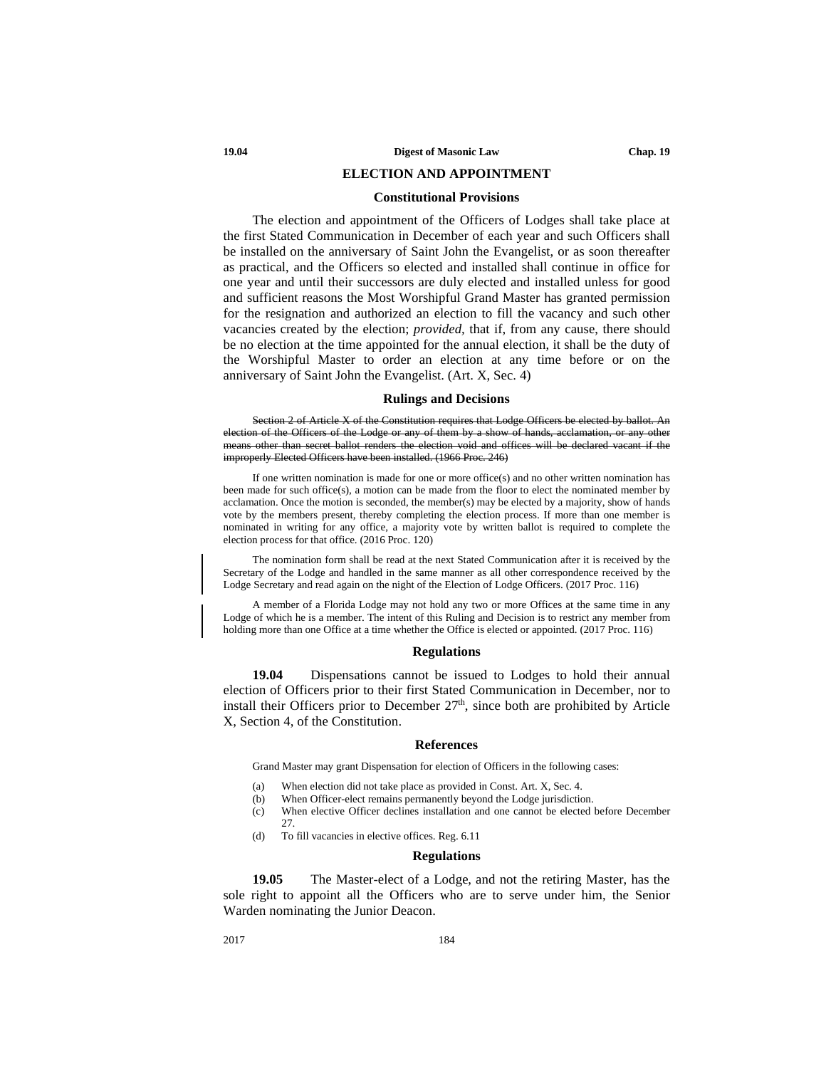## ELECTION AND APPOINTMENT

### Constitutional Provisions

The election and appointment of the Officers of Lodges shall take place at the first Stated Communication in December of each year and such Officers shall be installed on the anniversary of Saint John the Evangelist, or as soon thereafter as practical, and the Officers so elected and installed shall continue in office for one year and until their successors are duly elected and installed unless for good and sufficient reasons the Most Worshipful Grand Master has granted permission for the resignation and authorized an election to fill the vacancy and such other vacancies created by the election; *provided,* that if, from any cause, there should be no election at the time appointed for the annual election, it shall be the duty of the Worshipful Master to order an election at any time before or on the anniversary of Saint John the Evangelist. (Art. X, Sec. 4)

### Rulings and Decisions

~~Section 2 of Article X of the Constitution requires that Lodge Officers be elected by ballot. An election of the Officers of the Lodge or any of them by a show of hands, acclamation, or any other means other than secret ballot renders the election void and offices will be declared vacant if the improperly Elected Officers have been installed. (1966 Proc. 246)~~

If one written nomination is made for one or more office(s) and no other written nomination has been made for such office(s), a motion can be made from the floor to elect the nominated member by acclamation. Once the motion is seconded, the member(s) may be elected by a majority, show of hands vote by the members present, thereby completing the election process. If more than one member is nominated in writing for any office, a majority vote by written ballot is required to complete the election process for that office. (2016 Proc. 120)

The nomination form shall be read at the next Stated Communication after it is received by the Secretary of the Lodge and handled in the same manner as all other correspondence received by the Lodge Secretary and read again on the night of the Election of Lodge Officers. (2017 Proc. 116)

A member of a Florida Lodge may not hold any two or more Offices at the same time in any Lodge of which he is a member. The intent of this Ruling and Decision is to restrict any member from holding more than one Office at a time whether the Office is elected or appointed. (2017 Proc. 116)

### Regulations

**19.04** Dispensations cannot be issued to Lodges to hold their annual election of Officers prior to their first Stated Communication in December, nor to install their Officers prior to December 27th, since both are prohibited by Article X, Section 4, of the Constitution.

### References

Grand Master may grant Dispensation for election of Officers in the following cases:

(a) When election did not take place as provided in Const. Art. X, Sec. 4.
(b) When Officer-elect remains permanently beyond the Lodge jurisdiction.
(c) When elective Officer declines installation and one cannot be elected before December 27.
(d) To fill vacancies in elective offices. Reg. 6.11

### Regulations

**19.05** The Master-elect of a Lodge, and not the retiring Master, has the sole right to appoint all the Officers who are to serve under him, the Senior Warden nominating the Junior Deacon.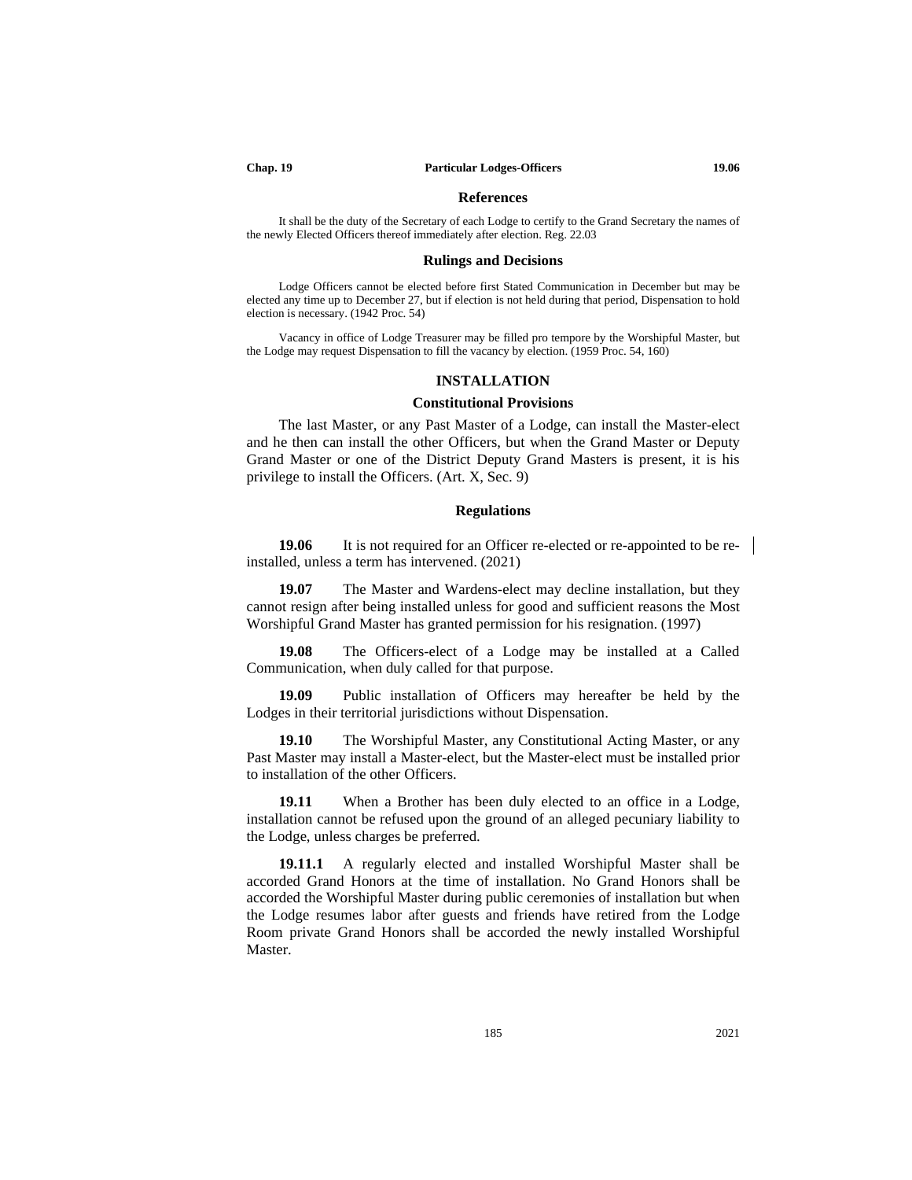### References

It shall be the duty of the Secretary of each Lodge to certify to the Grand Secretary the names of the newly Elected Officers thereof immediately after election. Reg. 22.03

### Rulings and Decisions

Lodge Officers cannot be elected before first Stated Communication in December but may be elected any time up to December 27, but if election is not held during that period, Dispensation to hold election is necessary. (1942 Proc. 54)

Vacancy in office of Lodge Treasurer may be filled pro tempore by the Worshipful Master, but the Lodge may request Dispensation to fill the vacancy by election. (1959 Proc. 54, 160)

## INSTALLATION

### Constitutional Provisions

The last Master, or any Past Master of a Lodge, can install the Master-elect and he then can install the other Officers, but when the Grand Master or Deputy Grand Master or one of the District Deputy Grand Masters is present, it is his privilege to install the Officers. (Art. X, Sec. 9)

### Regulations

**19.06** It is not required for an Officer re-elected or re-appointed to be re-installed, unless a term has intervened. (2021)

**19.07** The Master and Wardens-elect may decline installation, but they cannot resign after being installed unless for good and sufficient reasons the Most Worshipful Grand Master has granted permission for his resignation. (1997)

**19.08** The Officers-elect of a Lodge may be installed at a Called Communication, when duly called for that purpose.

**19.09** Public installation of Officers may hereafter be held by the Lodges in their territorial jurisdictions without Dispensation.

**19.10** The Worshipful Master, any Constitutional Acting Master, or any Past Master may install a Master-elect, but the Master-elect must be installed prior to installation of the other Officers.

**19.11** When a Brother has been duly elected to an office in a Lodge, installation cannot be refused upon the ground of an alleged pecuniary liability to the Lodge, unless charges be preferred.

**19.11.1** A regularly elected and installed Worshipful Master shall be accorded Grand Honors at the time of installation. No Grand Honors shall be accorded the Worshipful Master during public ceremonies of installation but when the Lodge resumes labor after guests and friends have retired from the Lodge Room private Grand Honors shall be accorded the newly installed Worshipful Master.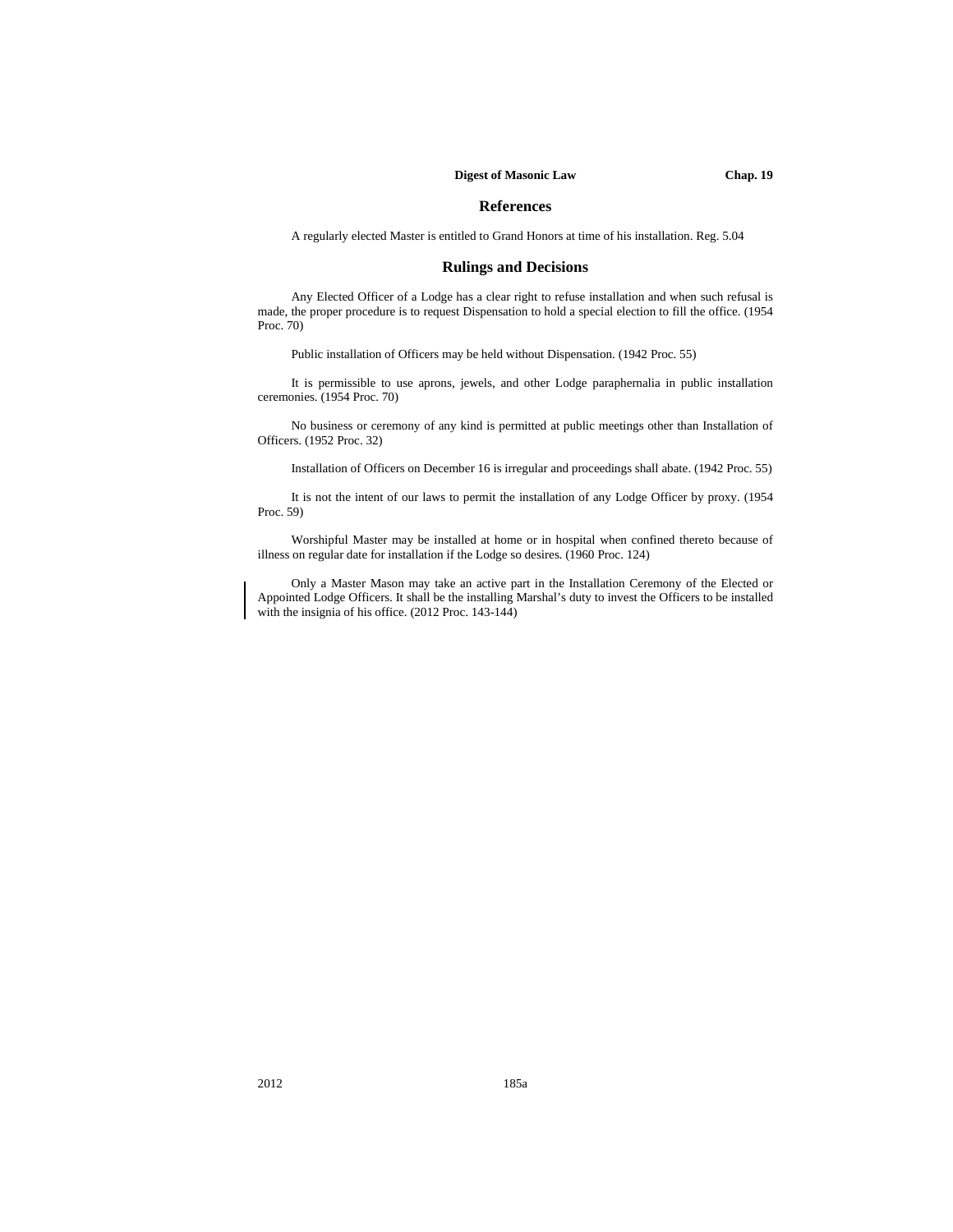## References

A regularly elected Master is entitled to Grand Honors at time of his installation. Reg. 5.04

## Rulings and Decisions

Any Elected Officer of a Lodge has a clear right to refuse installation and when such refusal is made, the proper procedure is to request Dispensation to hold a special election to fill the office. (1954 Proc. 70)

Public installation of Officers may be held without Dispensation. (1942 Proc. 55)

It is permissible to use aprons, jewels, and other Lodge paraphernalia in public installation ceremonies. (1954 Proc. 70)

No business or ceremony of any kind is permitted at public meetings other than Installation of Officers. (1952 Proc. 32)

Installation of Officers on December 16 is irregular and proceedings shall abate. (1942 Proc. 55)

It is not the intent of our laws to permit the installation of any Lodge Officer by proxy. (1954 Proc. 59)

Worshipful Master may be installed at home or in hospital when confined thereto because of illness on regular date for installation if the Lodge so desires. (1960 Proc. 124)

Only a Master Mason may take an active part in the Installation Ceremony of the Elected or Appointed Lodge Officers. It shall be the installing Marshal's duty to invest the Officers to be installed with the insignia of his office. (2012 Proc. 143-144)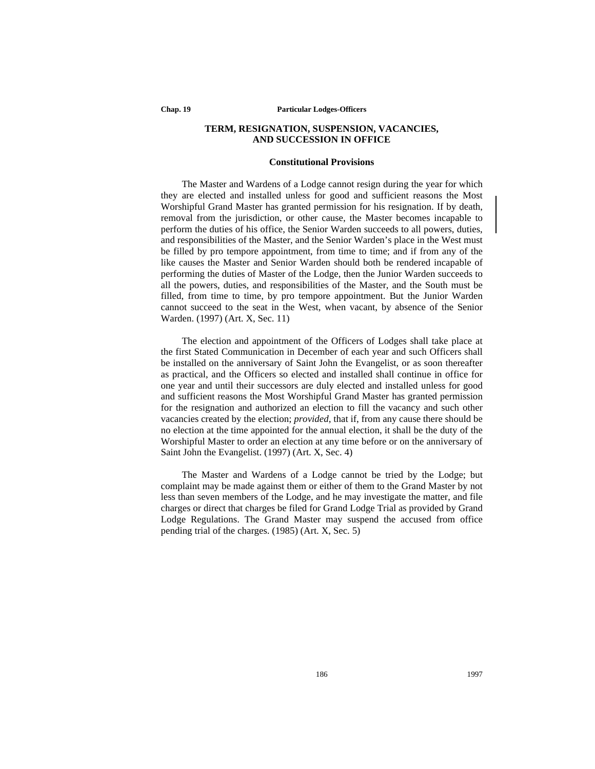## TERM, RESIGNATION, SUSPENSION, VACANCIES, AND SUCCESSION IN OFFICE

### Constitutional Provisions

The Master and Wardens of a Lodge cannot resign during the year for which they are elected and installed unless for good and sufficient reasons the Most Worshipful Grand Master has granted permission for his resignation. If by death, removal from the jurisdiction, or other cause, the Master becomes incapable to perform the duties of his office, the Senior Warden succeeds to all powers, duties, and responsibilities of the Master, and the Senior Warden's place in the West must be filled by pro tempore appointment, from time to time; and if from any of the like causes the Master and Senior Warden should both be rendered incapable of performing the duties of Master of the Lodge, then the Junior Warden succeeds to all the powers, duties, and responsibilities of the Master, and the South must be filled, from time to time, by pro tempore appointment. But the Junior Warden cannot succeed to the seat in the West, when vacant, by absence of the Senior Warden. (1997) (Art. X, Sec. 11)

The election and appointment of the Officers of Lodges shall take place at the first Stated Communication in December of each year and such Officers shall be installed on the anniversary of Saint John the Evangelist, or as soon thereafter as practical, and the Officers so elected and installed shall continue in office for one year and until their successors are duly elected and installed unless for good and sufficient reasons the Most Worshipful Grand Master has granted permission for the resignation and authorized an election to fill the vacancy and such other vacancies created by the election; *provided*, that if, from any cause there should be no election at the time appointed for the annual election, it shall be the duty of the Worshipful Master to order an election at any time before or on the anniversary of Saint John the Evangelist. (1997) (Art. X, Sec. 4)

The Master and Wardens of a Lodge cannot be tried by the Lodge; but complaint may be made against them or either of them to the Grand Master by not less than seven members of the Lodge, and he may investigate the matter, and file charges or direct that charges be filed for Grand Lodge Trial as provided by Grand Lodge Regulations. The Grand Master may suspend the accused from office pending trial of the charges. (1985) (Art. X, Sec. 5)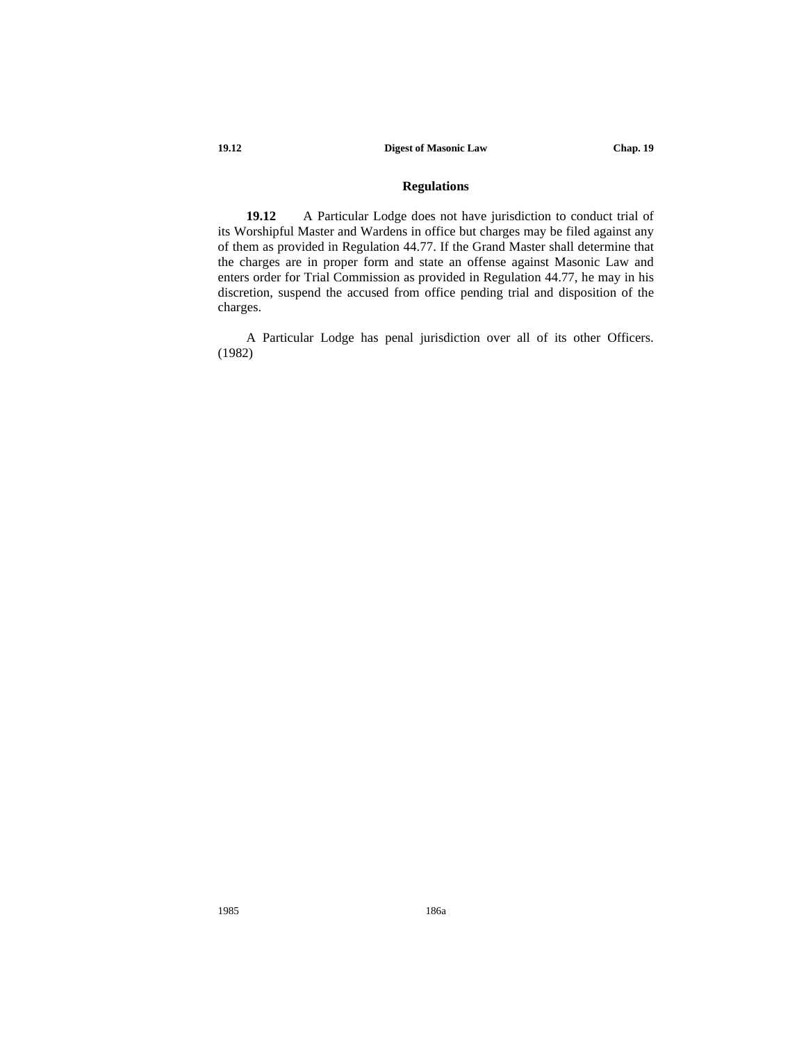## Regulations

**19.12** A Particular Lodge does not have jurisdiction to conduct trial of its Worshipful Master and Wardens in office but charges may be filed against any of them as provided in Regulation 44.77. If the Grand Master shall determine that the charges are in proper form and state an offense against Masonic Law and enters order for Trial Commission as provided in Regulation 44.77, he may in his discretion, suspend the accused from office pending trial and disposition of the charges.

A Particular Lodge has penal jurisdiction over all of its other Officers. (1982)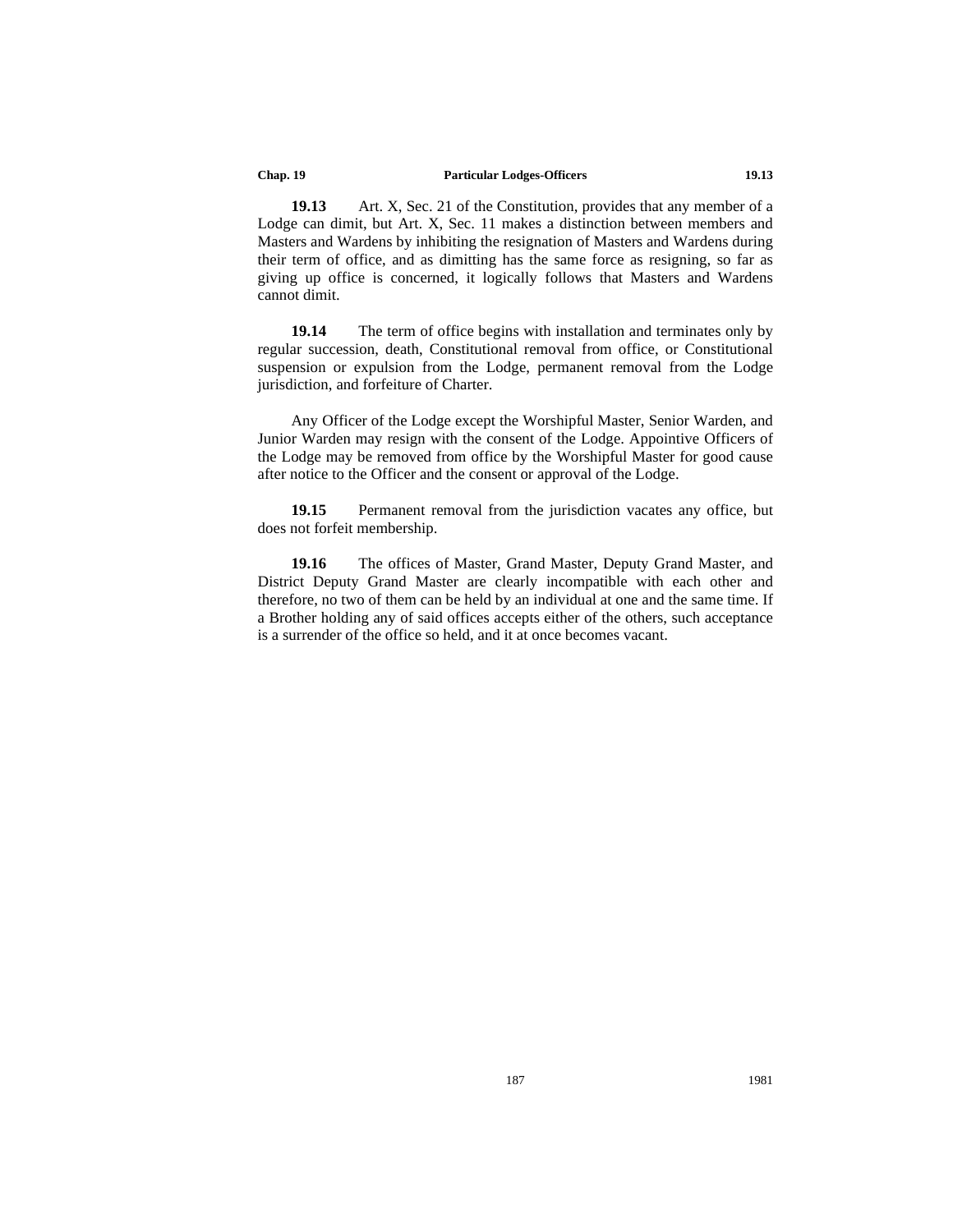**19.13** Art. X, Sec. 21 of the Constitution, provides that any member of a Lodge can dimit, but Art. X, Sec. 11 makes a distinction between members and Masters and Wardens by inhibiting the resignation of Masters and Wardens during their term of office, and as dimitting has the same force as resigning, so far as giving up office is concerned, it logically follows that Masters and Wardens cannot dimit.

**19.14** The term of office begins with installation and terminates only by regular succession, death, Constitutional removal from office, or Constitutional suspension or expulsion from the Lodge, permanent removal from the Lodge jurisdiction, and forfeiture of Charter.

Any Officer of the Lodge except the Worshipful Master, Senior Warden, and Junior Warden may resign with the consent of the Lodge. Appointive Officers of the Lodge may be removed from office by the Worshipful Master for good cause after notice to the Officer and the consent or approval of the Lodge.

**19.15** Permanent removal from the jurisdiction vacates any office, but does not forfeit membership.

**19.16** The offices of Master, Grand Master, Deputy Grand Master, and District Deputy Grand Master are clearly incompatible with each other and therefore, no two of them can be held by an individual at one and the same time. If a Brother holding any of said offices accepts either of the others, such acceptance is a surrender of the office so held, and it at once becomes vacant.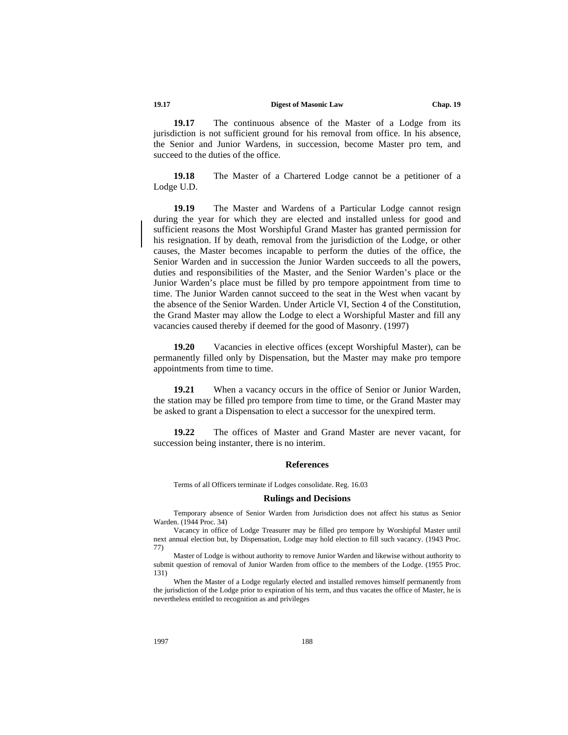**19.17** The continuous absence of the Master of a Lodge from its jurisdiction is not sufficient ground for his removal from office. In his absence, the Senior and Junior Wardens, in succession, become Master pro tem, and succeed to the duties of the office.

**19.18** The Master of a Chartered Lodge cannot be a petitioner of a Lodge U.D.

**19.19** The Master and Wardens of a Particular Lodge cannot resign during the year for which they are elected and installed unless for good and sufficient reasons the Most Worshipful Grand Master has granted permission for his resignation. If by death, removal from the jurisdiction of the Lodge, or other causes, the Master becomes incapable to perform the duties of the office, the Senior Warden and in succession the Junior Warden succeeds to all the powers, duties and responsibilities of the Master, and the Senior Warden's place or the Junior Warden's place must be filled by pro tempore appointment from time to time. The Junior Warden cannot succeed to the seat in the West when vacant by the absence of the Senior Warden. Under Article VI, Section 4 of the Constitution, the Grand Master may allow the Lodge to elect a Worshipful Master and fill any vacancies caused thereby if deemed for the good of Masonry. (1997)

**19.20** Vacancies in elective offices (except Worshipful Master), can be permanently filled only by Dispensation, but the Master may make pro tempore appointments from time to time.

**19.21** When a vacancy occurs in the office of Senior or Junior Warden, the station may be filled pro tempore from time to time, or the Grand Master may be asked to grant a Dispensation to elect a successor for the unexpired term.

**19.22** The offices of Master and Grand Master are never vacant, for succession being instanter, there is no interim.

### References

Terms of all Officers terminate if Lodges consolidate. Reg. 16.03

### Rulings and Decisions

Temporary absence of Senior Warden from Jurisdiction does not affect his status as Senior Warden. (1944 Proc. 34)

Vacancy in office of Lodge Treasurer may be filled pro tempore by Worshipful Master until next annual election but, by Dispensation, Lodge may hold election to fill such vacancy. (1943 Proc. 77)

Master of Lodge is without authority to remove Junior Warden and likewise without authority to submit question of removal of Junior Warden from office to the members of the Lodge. (1955 Proc. 131)

When the Master of a Lodge regularly elected and installed removes himself permanently from the jurisdiction of the Lodge prior to expiration of his term, and thus vacates the office of Master, he is nevertheless entitled to recognition as and privileges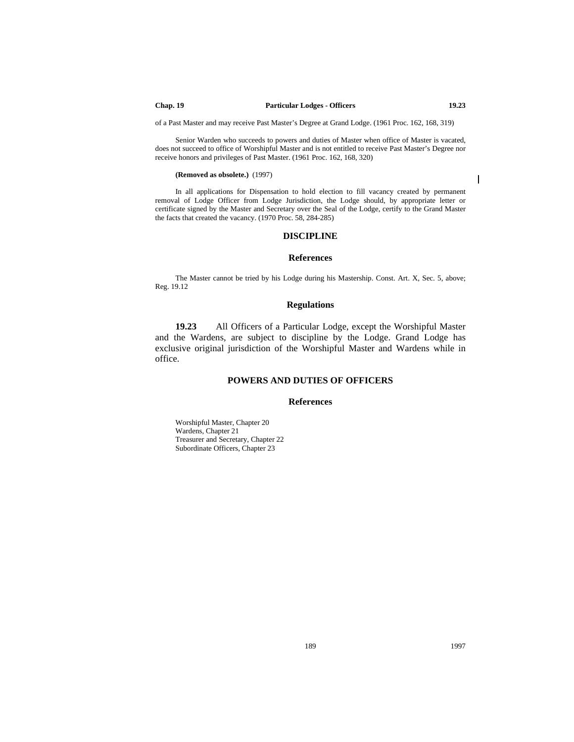of a Past Master and may receive Past Master's Degree at Grand Lodge. (1961 Proc. 162, 168, 319)

Senior Warden who succeeds to powers and duties of Master when office of Master is vacated, does not succeed to office of Worshipful Master and is not entitled to receive Past Master's Degree nor receive honors and privileges of Past Master. (1961 Proc. 162, 168, 320)

**(Removed as obsolete.)** (1997)

In all applications for Dispensation to hold election to fill vacancy created by permanent removal of Lodge Officer from Lodge Jurisdiction, the Lodge should, by appropriate letter or certificate signed by the Master and Secretary over the Seal of the Lodge, certify to the Grand Master the facts that created the vacancy. (1970 Proc. 58, 284-285)

## DISCIPLINE

### References

The Master cannot be tried by his Lodge during his Mastership. Const. Art. X, Sec. 5, above; Reg. 19.12

### Regulations

**19.23** All Officers of a Particular Lodge, except the Worshipful Master and the Wardens, are subject to discipline by the Lodge. Grand Lodge has exclusive original jurisdiction of the Worshipful Master and Wardens while in office.

## POWERS AND DUTIES OF OFFICERS

### References

Worshipful Master, Chapter 20
Wardens, Chapter 21
Treasurer and Secretary, Chapter 22
Subordinate Officers, Chapter 23